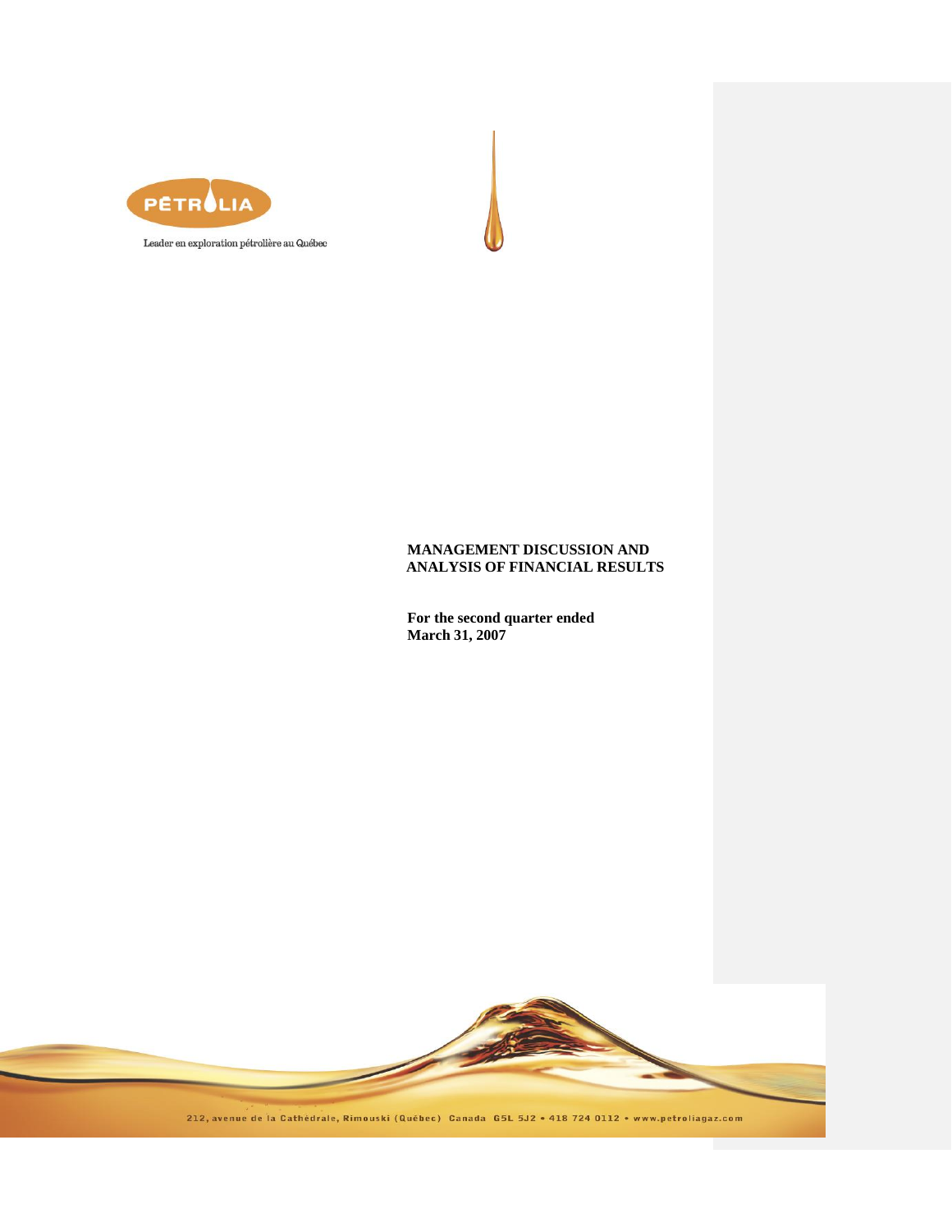PÉTROLIA

Leader en exploration pétrolière au Québec

# MANAGEMENT DISCUSSION AND ANALYSIS OF FINANCIAL RESULTS

**For the second quarter ended March 31, 2007**

212, avenue de la Cathédrale, Rimouski (Québec) Canada G5L 5J2 • 418 724 0112 • www.petroliagaz.com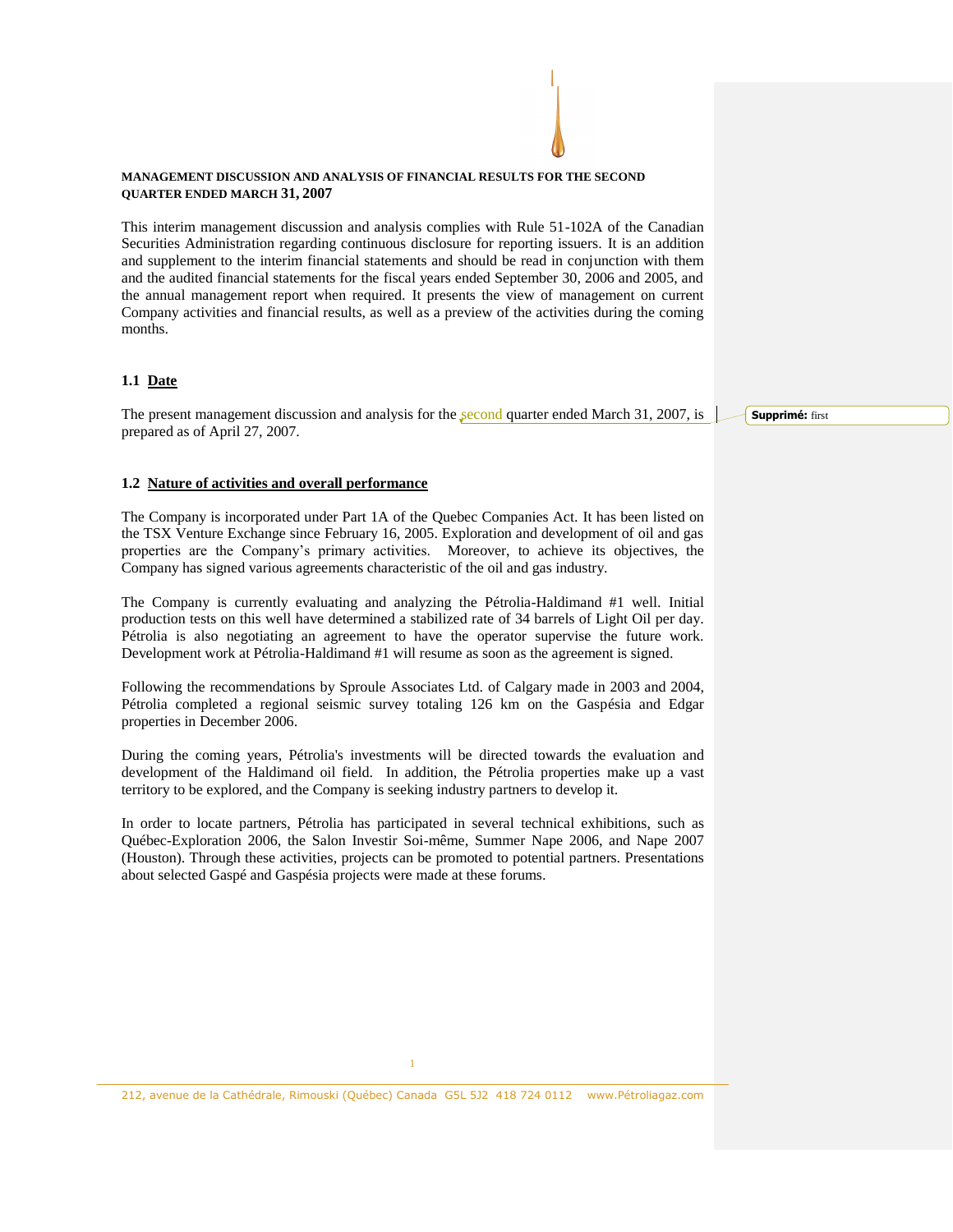**MANAGEMENT DISCUSSION AND ANALYSIS OF FINANCIAL RESULTS FOR THE SECOND QUARTER ENDED MARCH 31, 2007**

This interim management discussion and analysis complies with Rule 51-102A of the Canadian Securities Administration regarding continuous disclosure for reporting issuers. It is an addition and supplement to the interim financial statements and should be read in conjunction with them and the audited financial statements for the fiscal years ended September 30, 2006 and 2005, and the annual management report when required. It presents the view of management on current Company activities and financial results, as well as a preview of the activities during the coming months.

## 1.1 Date

The present management discussion and analysis for the second quarter ended March 31, 2007, is prepared as of April 27, 2007.

**Supprimé:** first

## 1.2 Nature of activities and overall performance

The Company is incorporated under Part 1A of the Quebec Companies Act. It has been listed on the TSX Venture Exchange since February 16, 2005. Exploration and development of oil and gas properties are the Company's primary activities. Moreover, to achieve its objectives, the Company has signed various agreements characteristic of the oil and gas industry.

The Company is currently evaluating and analyzing the Pétrolia-Haldimand #1 well. Initial production tests on this well have determined a stabilized rate of 34 barrels of Light Oil per day. Pétrolia is also negotiating an agreement to have the operator supervise the future work. Development work at Pétrolia-Haldimand #1 will resume as soon as the agreement is signed.

Following the recommendations by Sproule Associates Ltd. of Calgary made in 2003 and 2004, Pétrolia completed a regional seismic survey totaling 126 km on the Gaspésia and Edgar properties in December 2006.

During the coming years, Pétrolia's investments will be directed towards the evaluation and development of the Haldimand oil field. In addition, the Pétrolia properties make up a vast territory to be explored, and the Company is seeking industry partners to develop it.

In order to locate partners, Pétrolia has participated in several technical exhibitions, such as Québec-Exploration 2006, the Salon Investir Soi-même, Summer Nape 2006, and Nape 2007 (Houston). Through these activities, projects can be promoted to potential partners. Presentations about selected Gaspé and Gaspésia projects were made at these forums.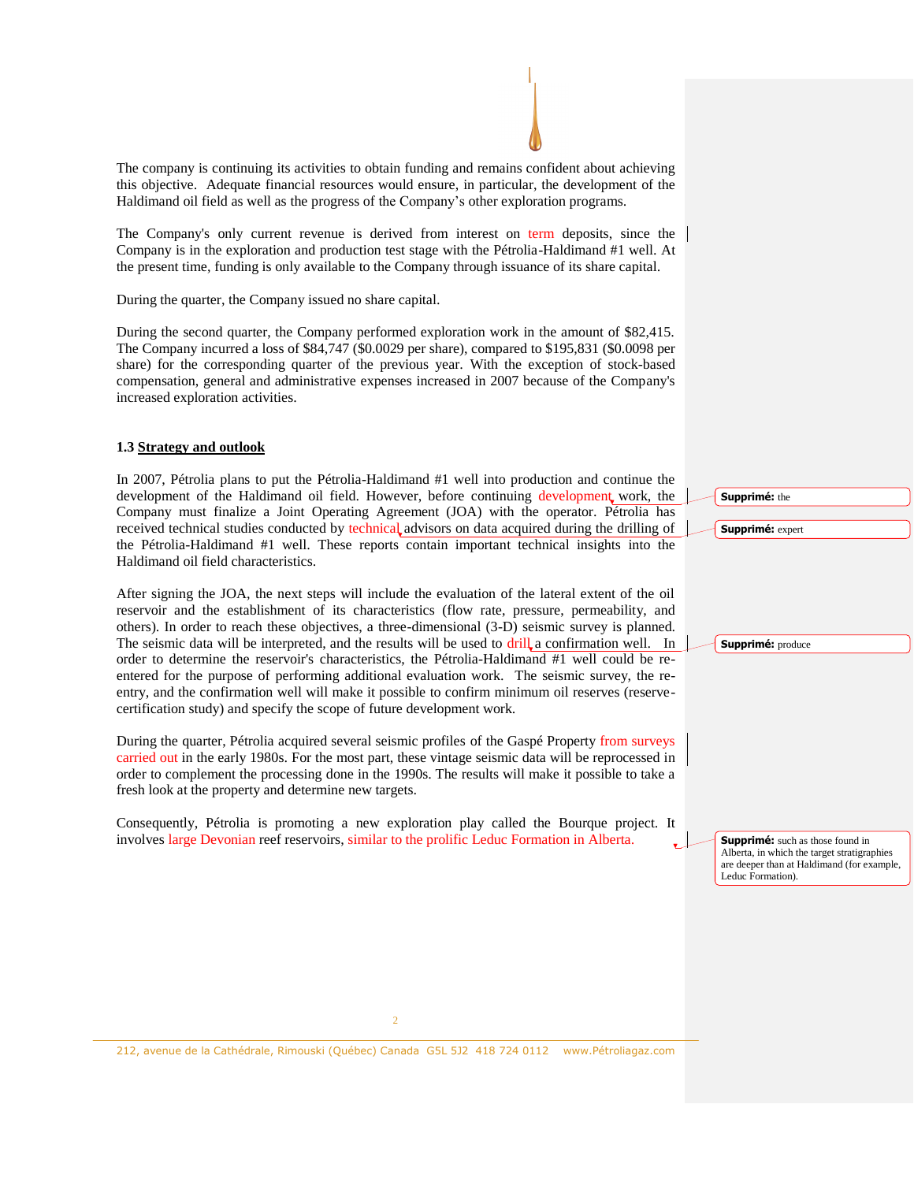The company is continuing its activities to obtain funding and remains confident about achieving this objective. Adequate financial resources would ensure, in particular, the development of the Haldimand oil field as well as the progress of the Company's other exploration programs.

The Company's only current revenue is derived from interest on term deposits, since the Company is in the exploration and production test stage with the Pétrolia-Haldimand #1 well. At the present time, funding is only available to the Company through issuance of its share capital.

During the quarter, the Company issued no share capital.

During the second quarter, the Company performed exploration work in the amount of $82,415. The Company incurred a loss of $84,747 ($0.0029 per share), compared to $195,831 ($0.0098 per share) for the corresponding quarter of the previous year. With the exception of stock-based compensation, general and administrative expenses increased in 2007 because of the Company's increased exploration activities.

### 1.3 Strategy and outlook

In 2007, Pétrolia plans to put the Pétrolia-Haldimand #1 well into production and continue the development of the Haldimand oil field. However, before continuing development work, the Company must finalize a Joint Operating Agreement (JOA) with the operator. Pétrolia has received technical studies conducted by technical advisors on data acquired during the drilling of the Pétrolia-Haldimand #1 well. These reports contain important technical insights into the Haldimand oil field characteristics.

After signing the JOA, the next steps will include the evaluation of the lateral extent of the oil reservoir and the establishment of its characteristics (flow rate, pressure, permeability, and others). In order to reach these objectives, a three-dimensional (3-D) seismic survey is planned. The seismic data will be interpreted, and the results will be used to drill a confirmation well. In order to determine the reservoir's characteristics, the Pétrolia-Haldimand #1 well could be re-entered for the purpose of performing additional evaluation work. The seismic survey, the re-entry, and the confirmation well will make it possible to confirm minimum oil reserves (reserve-certification study) and specify the scope of future development work.

During the quarter, Pétrolia acquired several seismic profiles of the Gaspé Property from surveys carried out in the early 1980s. For the most part, these vintage seismic data will be reprocessed in order to complement the processing done in the 1990s. The results will make it possible to take a fresh look at the property and determine new targets.

Consequently, Pétrolia is promoting a new exploration play called the Bourque project. It involves large Devonian reef reservoirs, similar to the prolific Leduc Formation in Alberta.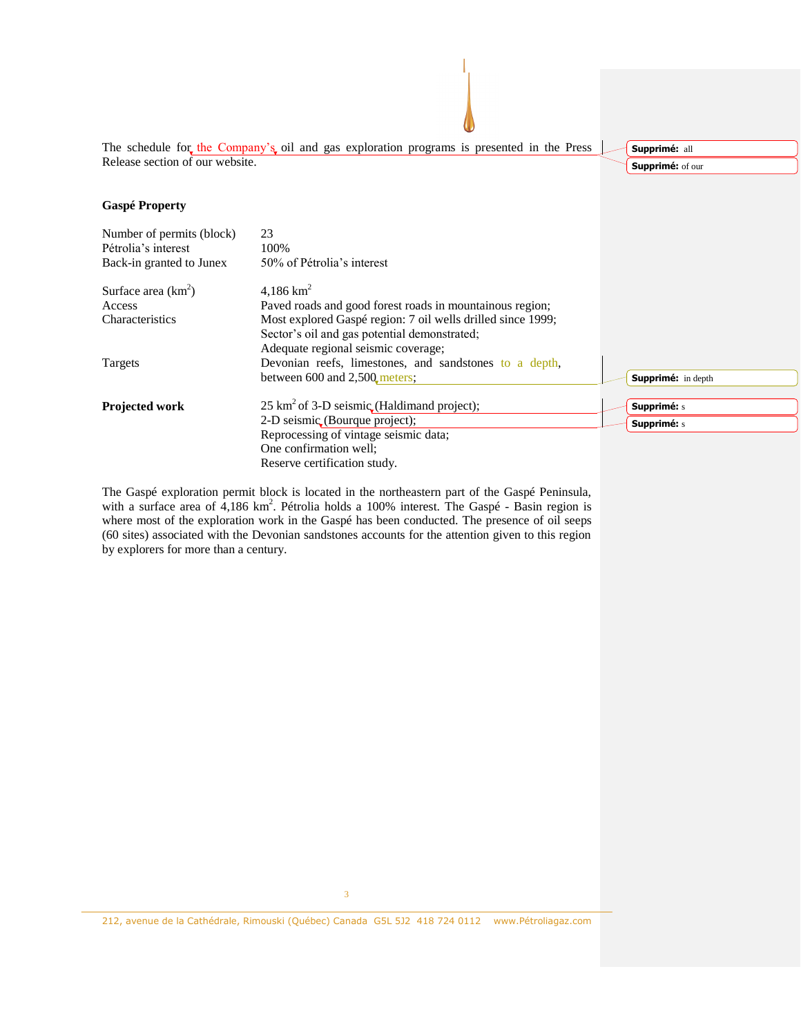The schedule for the Company's oil and gas exploration programs is presented in the Press Release section of our website.

**Gaspé Property**

| | |
|---|---|
| Number of permits (block) | 23 |
| Pétrolia's interest | 100% |
| Back-in granted to Junex | 50% of Pétrolia's interest |
| Surface area (km²) | 4,186 km² |
| Access | Paved roads and good forest roads in mountainous region; |
| Characteristics | Most explored Gaspé region: 7 oil wells drilled since 1999; Sector's oil and gas potential demonstrated; Adequate regional seismic coverage; |
| Targets | Devonian reefs, limestones, and sandstones to a depth, between 600 and 2,500 meters; |
| **Projected work** | 25 km² of 3-D seismic (Haldimand project); 2-D seismic (Bourque project); Reprocessing of vintage seismic data; One confirmation well; Reserve certification study. |

The Gaspé exploration permit block is located in the northeastern part of the Gaspé Peninsula, with a surface area of 4,186 km². Pétrolia holds a 100% interest. The Gaspé - Basin region is where most of the exploration work in the Gaspé has been conducted. The presence of oil seeps (60 sites) associated with the Devonian sandstones accounts for the attention given to this region by explorers for more than a century.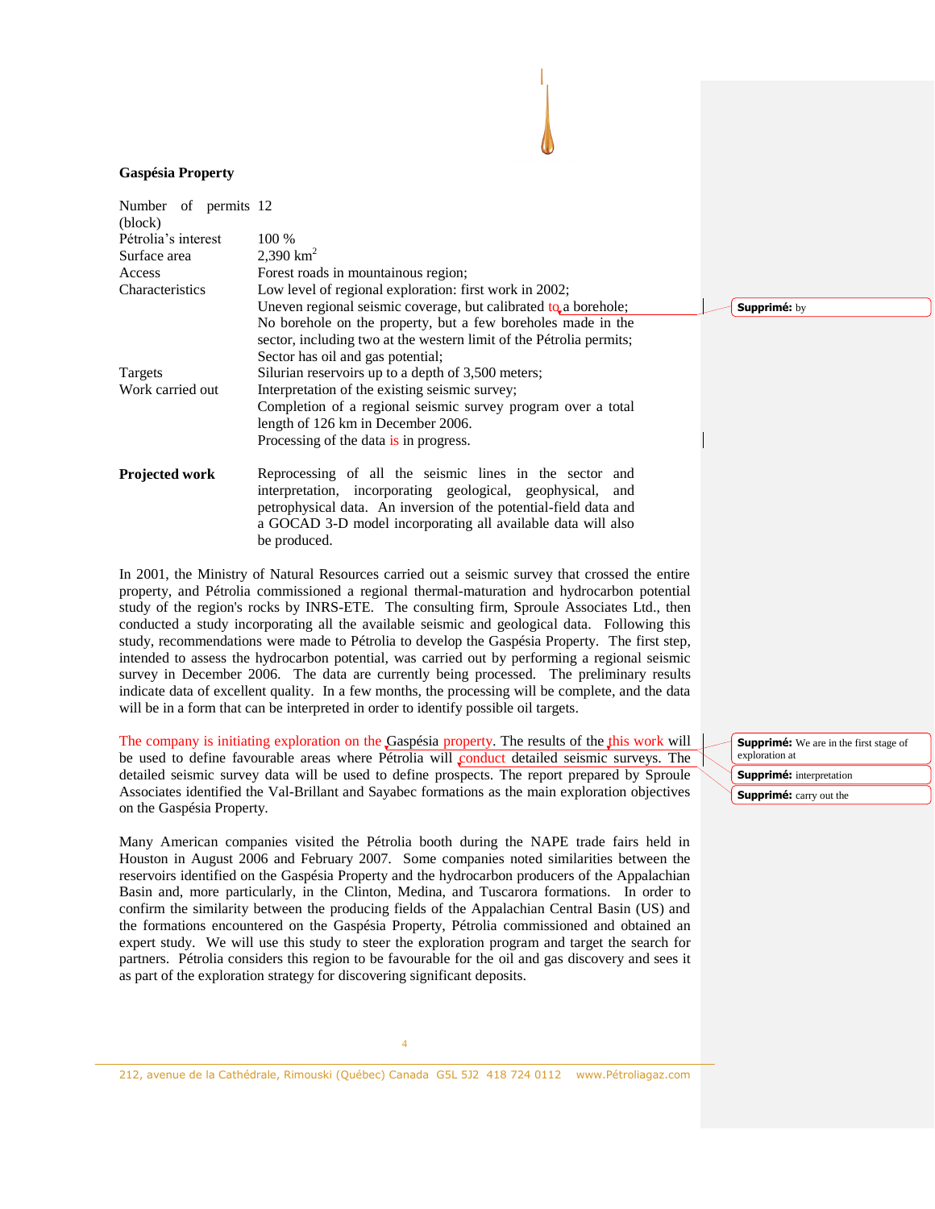**Gaspésia Property**

| | |
|---|---|
| Number of permits (block) | 12 |
| Pétrolia's interest | 100 % |
| Surface area | 2,390 km$^2$ |
| Access | Forest roads in mountainous region; |
| Characteristics | Low level of regional exploration: first work in 2002; Uneven regional seismic coverage, but calibrated to a borehole; No borehole on the property, but a few boreholes made in the sector, including two at the western limit of the Pétrolia permits; Sector has oil and gas potential; |
| Targets | Silurian reservoirs up to a depth of 3,500 meters; |
| Work carried out | Interpretation of the existing seismic survey; Completion of a regional seismic survey program over a total length of 126 km in December 2006. Processing of the data is in progress. |
| **Projected work** | Reprocessing of all the seismic lines in the sector and interpretation, incorporating geological, geophysical, and petrophysical data. An inversion of the potential-field data and a GOCAD 3-D model incorporating all available data will also be produced. |

In 2001, the Ministry of Natural Resources carried out a seismic survey that crossed the entire property, and Pétrolia commissioned a regional thermal-maturation and hydrocarbon potential study of the region's rocks by INRS-ETE. The consulting firm, Sproule Associates Ltd., then conducted a study incorporating all the available seismic and geological data. Following this study, recommendations were made to Pétrolia to develop the Gaspésia Property. The first step, intended to assess the hydrocarbon potential, was carried out by performing a regional seismic survey in December 2006. The data are currently being processed. The preliminary results indicate data of excellent quality. In a few months, the processing will be complete, and the data will be in a form that can be interpreted in order to identify possible oil targets.

The company is initiating exploration on the Gaspésia property. The results of the this work will be used to define favourable areas where Pétrolia will conduct detailed seismic surveys. The detailed seismic survey data will be used to define prospects. The report prepared by Sproule Associates identified the Val-Brillant and Sayabec formations as the main exploration objectives on the Gaspésia Property.

Many American companies visited the Pétrolia booth during the NAPE trade fairs held in Houston in August 2006 and February 2007. Some companies noted similarities between the reservoirs identified on the Gaspésia Property and the hydrocarbon producers of the Appalachian Basin and, more particularly, in the Clinton, Medina, and Tuscarora formations. In order to confirm the similarity between the producing fields of the Appalachian Central Basin (US) and the formations encountered on the Gaspésia Property, Pétrolia commissioned and obtained an expert study. We will use this study to steer the exploration program and target the search for partners. Pétrolia considers this region to be favourable for the oil and gas discovery and sees it as part of the exploration strategy for discovering significant deposits.

**Supprimé:** by

**Supprimé:** We are in the first stage of exploration at

**Supprimé:** interpretation

**Supprimé:** carry out the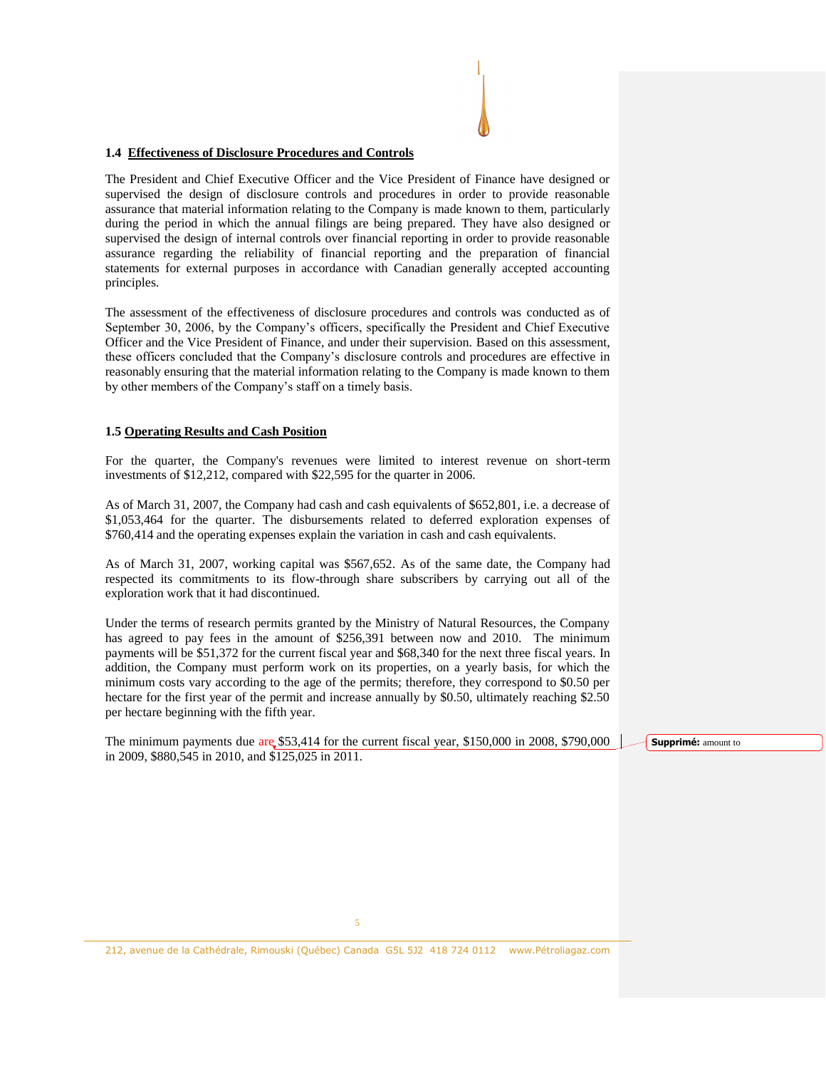### 1.4 Effectiveness of Disclosure Procedures and Controls

The President and Chief Executive Officer and the Vice President of Finance have designed or supervised the design of disclosure controls and procedures in order to provide reasonable assurance that material information relating to the Company is made known to them, particularly during the period in which the annual filings are being prepared. They have also designed or supervised the design of internal controls over financial reporting in order to provide reasonable assurance regarding the reliability of financial reporting and the preparation of financial statements for external purposes in accordance with Canadian generally accepted accounting principles.

The assessment of the effectiveness of disclosure procedures and controls was conducted as of September 30, 2006, by the Company's officers, specifically the President and Chief Executive Officer and the Vice President of Finance, and under their supervision. Based on this assessment, these officers concluded that the Company's disclosure controls and procedures are effective in reasonably ensuring that the material information relating to the Company is made known to them by other members of the Company's staff on a timely basis.

### 1.5 Operating Results and Cash Position

For the quarter, the Company's revenues were limited to interest revenue on short-term investments of $12,212, compared with $22,595 for the quarter in 2006.

As of March 31, 2007, the Company had cash and cash equivalents of $652,801, i.e. a decrease of $1,053,464 for the quarter. The disbursements related to deferred exploration expenses of $760,414 and the operating expenses explain the variation in cash and cash equivalents.

As of March 31, 2007, working capital was $567,652. As of the same date, the Company had respected its commitments to its flow-through share subscribers by carrying out all of the exploration work that it had discontinued.

Under the terms of research permits granted by the Ministry of Natural Resources, the Company has agreed to pay fees in the amount of $256,391 between now and 2010. The minimum payments will be $51,372 for the current fiscal year and $68,340 for the next three fiscal years. In addition, the Company must perform work on its properties, on a yearly basis, for which the minimum costs vary according to the age of the permits; therefore, they correspond to $0.50 per hectare for the first year of the permit and increase annually by $0.50, ultimately reaching $2.50 per hectare beginning with the fifth year.

The minimum payments due are $53,414 for the current fiscal year, $150,000 in 2008, $790,000 in 2009, $880,545 in 2010, and $125,025 in 2011.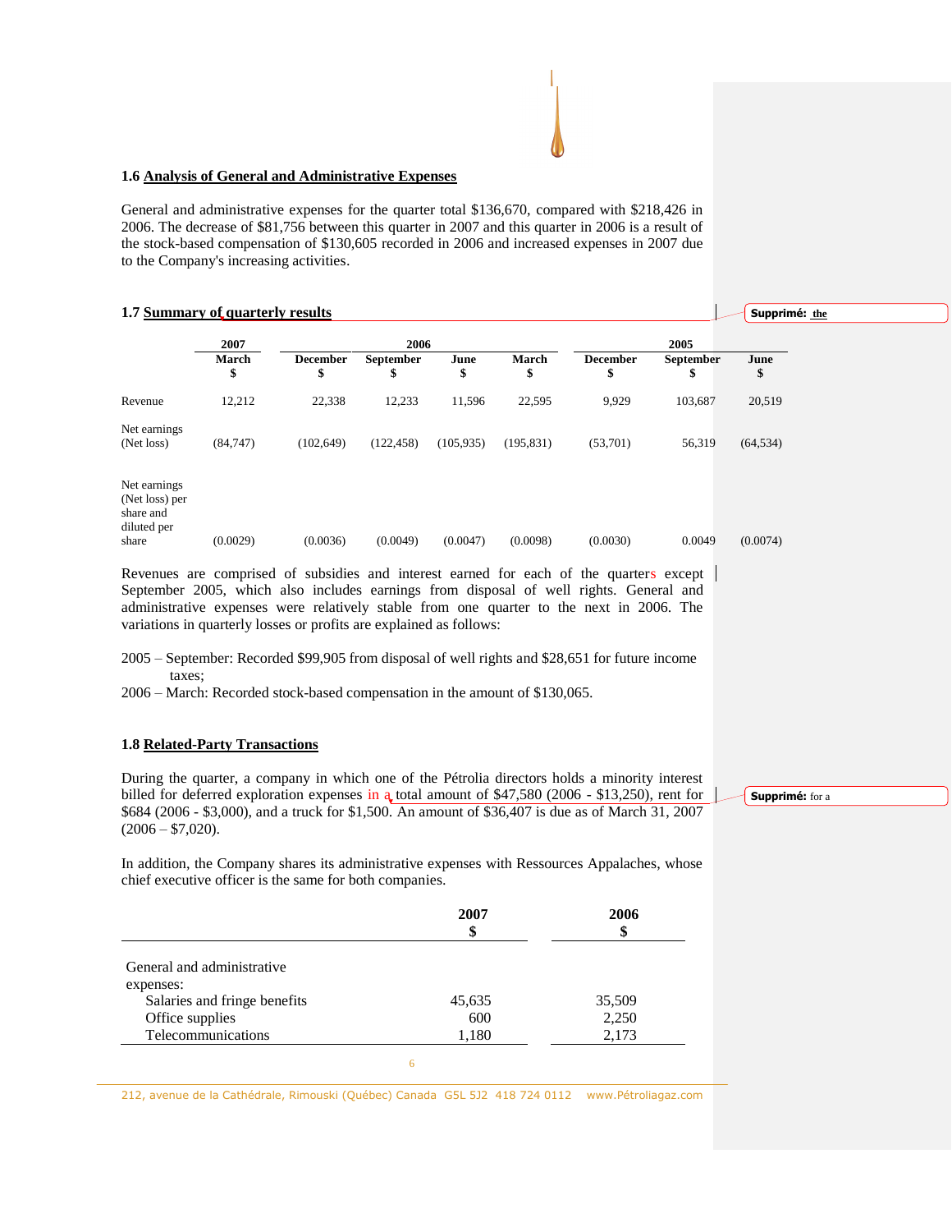### 1.6 Analysis of General and Administrative Expenses

General and administrative expenses for the quarter total $136,670, compared with $218,426 in 2006. The decrease of $81,756 between this quarter in 2007 and this quarter in 2006 is a result of the stock-based compensation of $130,605 recorded in 2006 and increased expenses in 2007 due to the Company's increasing activities.

### 1.7 Summary of quarterly results

| | 2007 | 2006 | | | | 2005 | | |
|---|---|---|---|---|---|---|---|---|
| | March $ | December $ | September $ | June $ | March $ | December $ | September $ | June $ |
| Revenue | 12,212 | 22,338 | 12,233 | 11,596 | 22,595 | 9,929 | 103,687 | 20,519 |
| Net earnings (Net loss) | (84,747) | (102,649) | (122,458) | (105,935) | (195,831) | (53,701) | 56,319 | (64,534) |
| Net earnings (Net loss) per share and diluted per share | (0.0029) | (0.0036) | (0.0049) | (0.0047) | (0.0098) | (0.0030) | 0.0049 | (0.0074) |

Revenues are comprised of subsidies and interest earned for each of the quarters except September 2005, which also includes earnings from disposal of well rights. General and administrative expenses were relatively stable from one quarter to the next in 2006. The variations in quarterly losses or profits are explained as follows:

2005 – September: Recorded $99,905 from disposal of well rights and $28,651 for future income taxes;
2006 – March: Recorded stock-based compensation in the amount of $130,065.

### 1.8 Related-Party Transactions

During the quarter, a company in which one of the Pétrolia directors holds a minority interest billed for deferred exploration expenses in a total amount of $47,580 (2006 - $13,250), rent for $684 (2006 - $3,000), and a truck for $1,500. An amount of $36,407 is due as of March 31, 2007 (2006 – $7,020).

In addition, the Company shares its administrative expenses with Ressources Appalaches, whose chief executive officer is the same for both companies.

| | 2007 $ | 2006 $ |
|---|---|---|
| General and administrative expenses: | | |
| Salaries and fringe benefits | 45,635 | 35,509 |
| Office supplies | 600 | 2,250 |
| Telecommunications | 1,180 | 2,173 |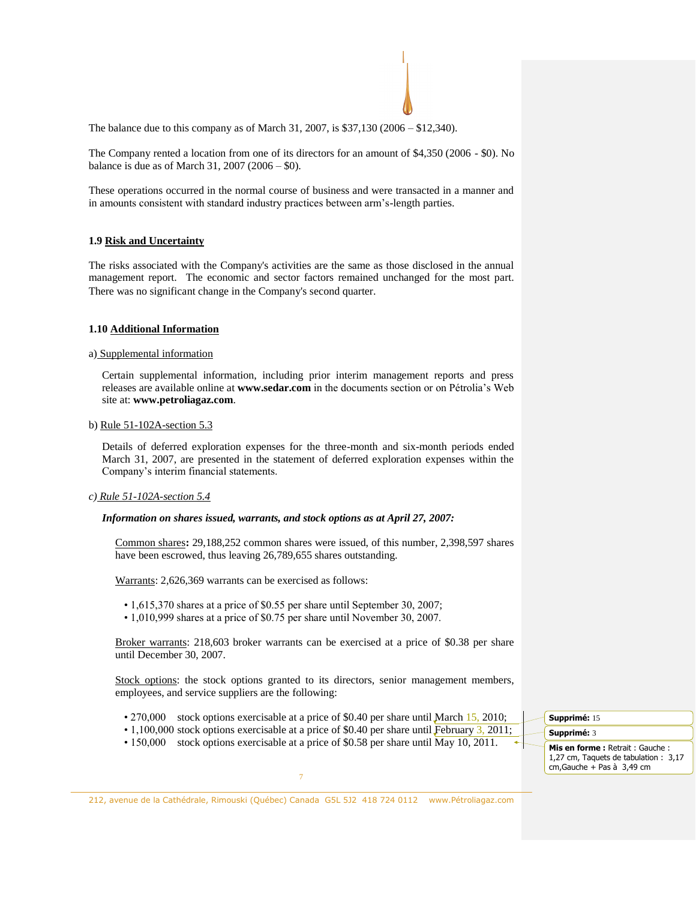The balance due to this company as of March 31, 2007, is $37,130 (2006 – $12,340).

The Company rented a location from one of its directors for an amount of $4,350 (2006 - $0). No balance is due as of March 31, 2007 (2006 – $0).

These operations occurred in the normal course of business and were transacted in a manner and in amounts consistent with standard industry practices between arm's-length parties.

### 1.9 Risk and Uncertainty

The risks associated with the Company's activities are the same as those disclosed in the annual management report. The economic and sector factors remained unchanged for the most part. There was no significant change in the Company's second quarter.

### 1.10 Additional Information

a) Supplemental information

Certain supplemental information, including prior interim management reports and press releases are available online at **www.sedar.com** in the documents section or on Pétrolia's Web site at: **www.petroliagaz.com**.

b) Rule 51-102A-section 5.3

Details of deferred exploration expenses for the three-month and six-month periods ended March 31, 2007, are presented in the statement of deferred exploration expenses within the Company's interim financial statements.

*c) Rule 51-102A-section 5.4*

***Information on shares issued, warrants, and stock options as at April 27, 2007:***

Common shares**:** 29,188,252 common shares were issued, of this number, 2,398,597 shares have been escrowed, thus leaving 26,789,655 shares outstanding.

Warrants: 2,626,369 warrants can be exercised as follows:

- 1,615,370 shares at a price of $0.55 per share until September 30, 2007;
- 1,010,999 shares at a price of $0.75 per share until November 30, 2007.

Broker warrants: 218,603 broker warrants can be exercised at a price of $0.38 per share until December 30, 2007.

Stock options: the stock options granted to its directors, senior management members, employees, and service suppliers are the following:

- 270,000 stock options exercisable at a price of $0.40 per share until March 15, 2010;
- 1,100,000 stock options exercisable at a price of $0.40 per share until February 3, 2011;
- 150,000 stock options exercisable at a price of $0.58 per share until May 10, 2011.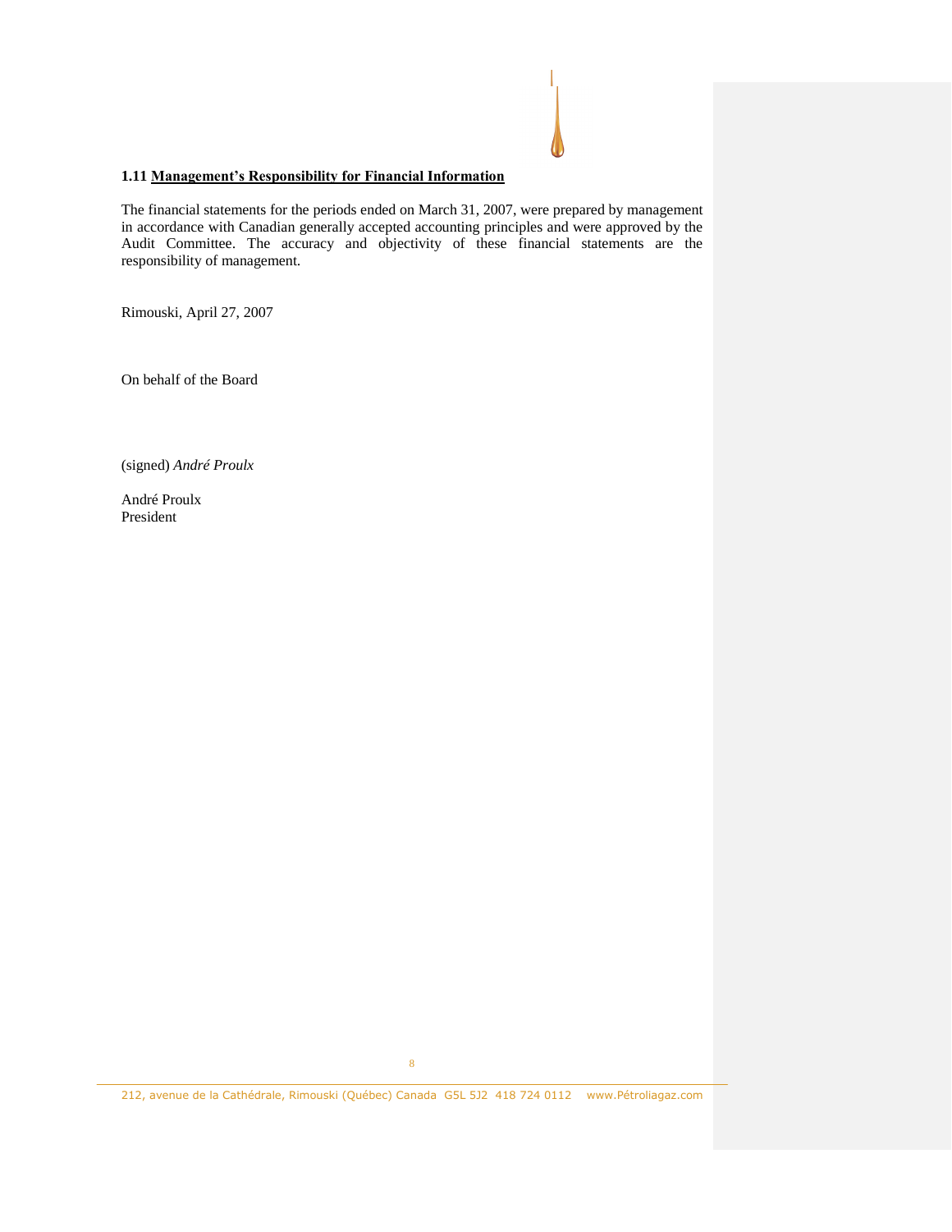### 1.11 Management's Responsibility for Financial Information

The financial statements for the periods ended on March 31, 2007, were prepared by management in accordance with Canadian generally accepted accounting principles and were approved by the Audit Committee. The accuracy and objectivity of these financial statements are the responsibility of management.

Rimouski, April 27, 2007

On behalf of the Board

(signed) *André Proulx*

André Proulx
President